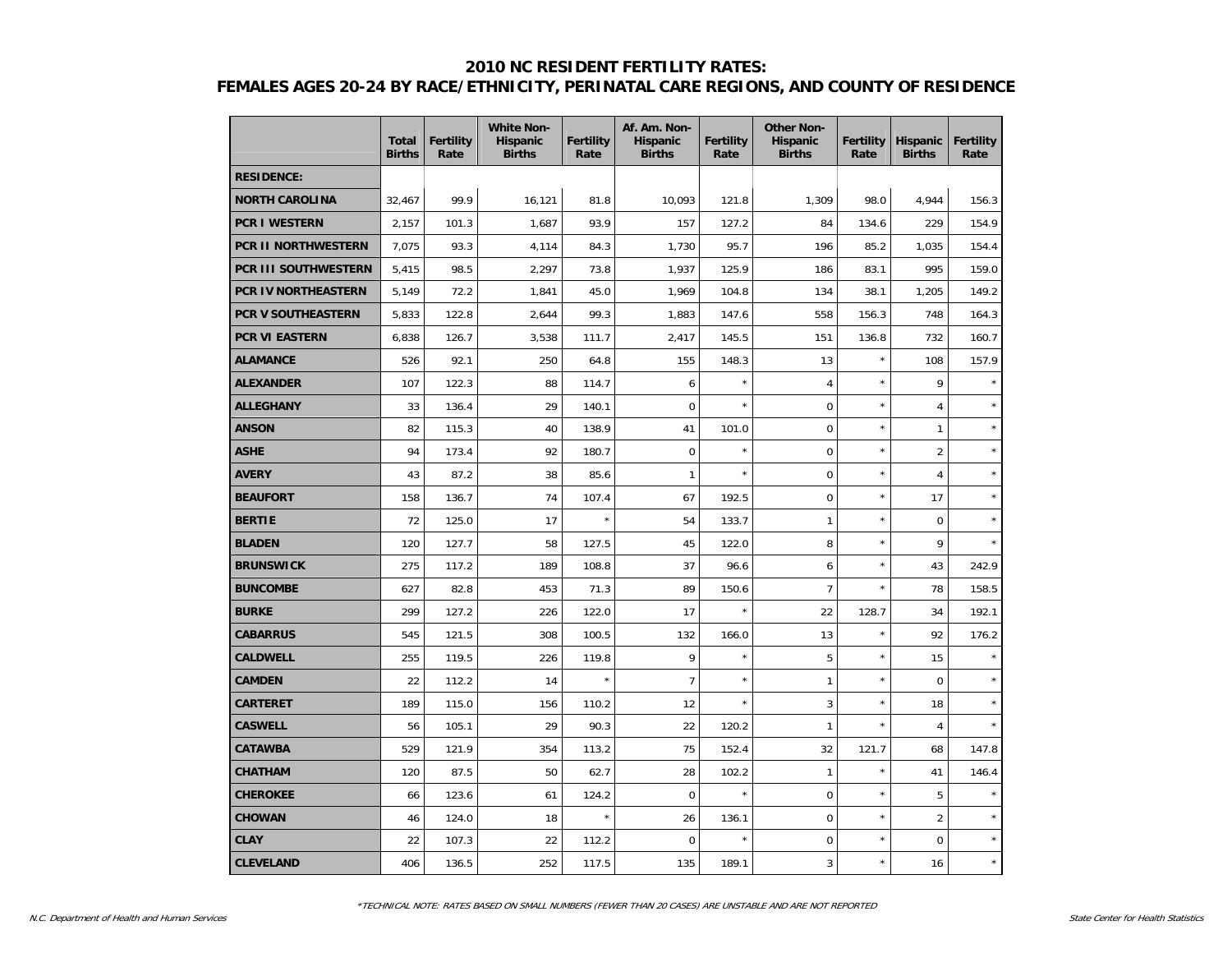## 2010 NC RESIDENT FERTILITY RATES:
## FEMALES AGES 20-24 BY RACE/ETHNICITY, PERINATAL CARE REGIONS, AND COUNTY OF RESIDENCE

| | Total Births | Fertility Rate | White Non-Hispanic Births | Fertility Rate | Af. Am. Non-Hispanic Births | Fertility Rate | Other Non-Hispanic Births | Fertility Rate | Hispanic Births | Fertility Rate |
|---|---|---|---|---|---|---|---|---|---|---|
| **RESIDENCE:** | | | | | | | | | | |
| **NORTH CAROLINA** | 32,467 | 99.9 | 16,121 | 81.8 | 10,093 | 121.8 | 1,309 | 98.0 | 4,944 | 156.3 |
| **PCR I WESTERN** | 2,157 | 101.3 | 1,687 | 93.9 | 157 | 127.2 | 84 | 134.6 | 229 | 154.9 |
| **PCR II NORTHWESTERN** | 7,075 | 93.3 | 4,114 | 84.3 | 1,730 | 95.7 | 196 | 85.2 | 1,035 | 154.4 |
| **PCR III SOUTHWESTERN** | 5,415 | 98.5 | 2,297 | 73.8 | 1,937 | 125.9 | 186 | 83.1 | 995 | 159.0 |
| **PCR IV NORTHEASTERN** | 5,149 | 72.2 | 1,841 | 45.0 | 1,969 | 104.8 | 134 | 38.1 | 1,205 | 149.2 |
| **PCR V SOUTHEASTERN** | 5,833 | 122.8 | 2,644 | 99.3 | 1,883 | 147.6 | 558 | 156.3 | 748 | 164.3 |
| **PCR VI EASTERN** | 6,838 | 126.7 | 3,538 | 111.7 | 2,417 | 145.5 | 151 | 136.8 | 732 | 160.7 |
| **ALAMANCE** | 526 | 92.1 | 250 | 64.8 | 155 | 148.3 | 13 | * | 108 | 157.9 |
| **ALEXANDER** | 107 | 122.3 | 88 | 114.7 | 6 | * | 4 | * | 9 | * |
| **ALLEGHANY** | 33 | 136.4 | 29 | 140.1 | 0 | * | 0 | * | 4 | * |
| **ANSON** | 82 | 115.3 | 40 | 138.9 | 41 | 101.0 | 0 | * | 1 | * |
| **ASHE** | 94 | 173.4 | 92 | 180.7 | 0 | * | 0 | * | 2 | * |
| **AVERY** | 43 | 87.2 | 38 | 85.6 | 1 | * | 0 | * | 4 | * |
| **BEAUFORT** | 158 | 136.7 | 74 | 107.4 | 67 | 192.5 | 0 | * | 17 | * |
| **BERTIE** | 72 | 125.0 | 17 | * | 54 | 133.7 | 1 | * | 0 | * |
| **BLADEN** | 120 | 127.7 | 58 | 127.5 | 45 | 122.0 | 8 | * | 9 | * |
| **BRUNSWICK** | 275 | 117.2 | 189 | 108.8 | 37 | 96.6 | 6 | * | 43 | 242.9 |
| **BUNCOMBE** | 627 | 82.8 | 453 | 71.3 | 89 | 150.6 | 7 | * | 78 | 158.5 |
| **BURKE** | 299 | 127.2 | 226 | 122.0 | 17 | * | 22 | 128.7 | 34 | 192.1 |
| **CABARRUS** | 545 | 121.5 | 308 | 100.5 | 132 | 166.0 | 13 | * | 92 | 176.2 |
| **CALDWELL** | 255 | 119.5 | 226 | 119.8 | 9 | * | 5 | * | 15 | * |
| **CAMDEN** | 22 | 112.2 | 14 | * | 7 | * | 1 | * | 0 | * |
| **CARTERET** | 189 | 115.0 | 156 | 110.2 | 12 | * | 3 | * | 18 | * |
| **CASWELL** | 56 | 105.1 | 29 | 90.3 | 22 | 120.2 | 1 | * | 4 | * |
| **CATAWBA** | 529 | 121.9 | 354 | 113.2 | 75 | 152.4 | 32 | 121.7 | 68 | 147.8 |
| **CHATHAM** | 120 | 87.5 | 50 | 62.7 | 28 | 102.2 | 1 | * | 41 | 146.4 |
| **CHEROKEE** | 66 | 123.6 | 61 | 124.2 | 0 | * | 0 | * | 5 | * |
| **CHOWAN** | 46 | 124.0 | 18 | * | 26 | 136.1 | 0 | * | 2 | * |
| **CLAY** | 22 | 107.3 | 22 | 112.2 | 0 | * | 0 | * | 0 | * |
| **CLEVELAND** | 406 | 136.5 | 252 | 117.5 | 135 | 189.1 | 3 | * | 16 | * |

*TECHNICAL NOTE: RATES BASED ON SMALL NUMBERS (FEWER THAN 20 CASES) ARE UNSTABLE AND ARE NOT REPORTED

N.C. Department of Health and Human Services — State Center for Health Statistics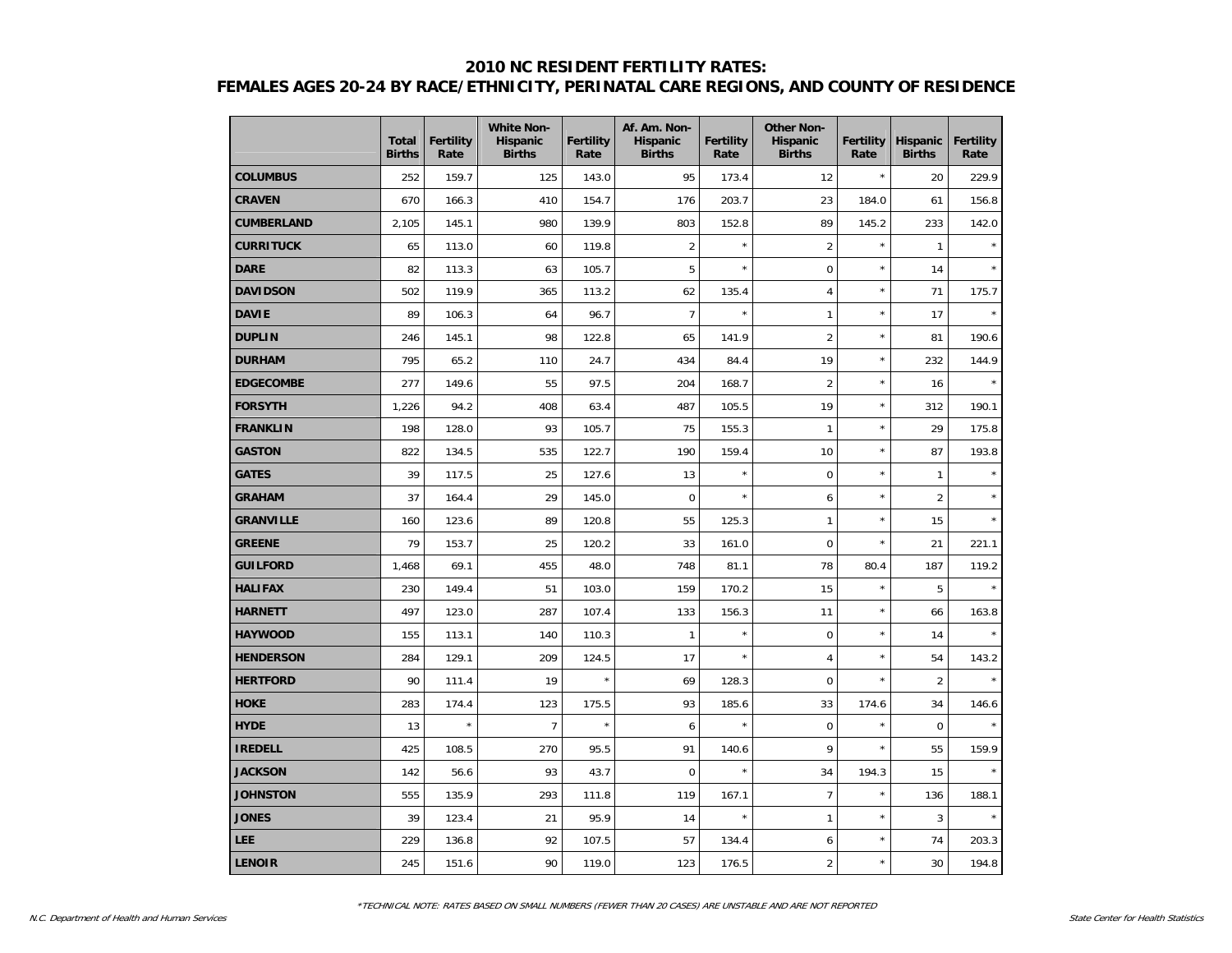# 2010 NC RESIDENT FERTILITY RATES: FEMALES AGES 20-24 BY RACE/ETHNICITY, PERINATAL CARE REGIONS, AND COUNTY OF RESIDENCE

| | Total Births | Fertility Rate | White Non-Hispanic Births | Fertility Rate | Af. Am. Non-Hispanic Births | Fertility Rate | Other Non-Hispanic Births | Fertility Rate | Hispanic Births | Fertility Rate |
|---|---|---|---|---|---|---|---|---|---|---|
| **COLUMBUS** | 252 | 159.7 | 125 | 143.0 | 95 | 173.4 | 12 | * | 20 | 229.9 |
| **CRAVEN** | 670 | 166.3 | 410 | 154.7 | 176 | 203.7 | 23 | 184.0 | 61 | 156.8 |
| **CUMBERLAND** | 2,105 | 145.1 | 980 | 139.9 | 803 | 152.8 | 89 | 145.2 | 233 | 142.0 |
| **CURRITUCK** | 65 | 113.0 | 60 | 119.8 | 2 | * | 2 | * | 1 | * |
| **DARE** | 82 | 113.3 | 63 | 105.7 | 5 | * | 0 | * | 14 | * |
| **DAVIDSON** | 502 | 119.9 | 365 | 113.2 | 62 | 135.4 | 4 | * | 71 | 175.7 |
| **DAVIE** | 89 | 106.3 | 64 | 96.7 | 7 | * | 1 | * | 17 | * |
| **DUPLIN** | 246 | 145.1 | 98 | 122.8 | 65 | 141.9 | 2 | * | 81 | 190.6 |
| **DURHAM** | 795 | 65.2 | 110 | 24.7 | 434 | 84.4 | 19 | * | 232 | 144.9 |
| **EDGECOMBE** | 277 | 149.6 | 55 | 97.5 | 204 | 168.7 | 2 | * | 16 | * |
| **FORSYTH** | 1,226 | 94.2 | 408 | 63.4 | 487 | 105.5 | 19 | * | 312 | 190.1 |
| **FRANKLIN** | 198 | 128.0 | 93 | 105.7 | 75 | 155.3 | 1 | * | 29 | 175.8 |
| **GASTON** | 822 | 134.5 | 535 | 122.7 | 190 | 159.4 | 10 | * | 87 | 193.8 |
| **GATES** | 39 | 117.5 | 25 | 127.6 | 13 | * | 0 | * | 1 | * |
| **GRAHAM** | 37 | 164.4 | 29 | 145.0 | 0 | * | 6 | * | 2 | * |
| **GRANVILLE** | 160 | 123.6 | 89 | 120.8 | 55 | 125.3 | 1 | * | 15 | * |
| **GREENE** | 79 | 153.7 | 25 | 120.2 | 33 | 161.0 | 0 | * | 21 | 221.1 |
| **GUILFORD** | 1,468 | 69.1 | 455 | 48.0 | 748 | 81.1 | 78 | 80.4 | 187 | 119.2 |
| **HALIFAX** | 230 | 149.4 | 51 | 103.0 | 159 | 170.2 | 15 | * | 5 | * |
| **HARNETT** | 497 | 123.0 | 287 | 107.4 | 133 | 156.3 | 11 | * | 66 | 163.8 |
| **HAYWOOD** | 155 | 113.1 | 140 | 110.3 | 1 | * | 0 | * | 14 | * |
| **HENDERSON** | 284 | 129.1 | 209 | 124.5 | 17 | * | 4 | * | 54 | 143.2 |
| **HERTFORD** | 90 | 111.4 | 19 | * | 69 | 128.3 | 0 | * | 2 | * |
| **HOKE** | 283 | 174.4 | 123 | 175.5 | 93 | 185.6 | 33 | 174.6 | 34 | 146.6 |
| **HYDE** | 13 | * | 7 | * | 6 | * | 0 | * | 0 | * |
| **IREDELL** | 425 | 108.5 | 270 | 95.5 | 91 | 140.6 | 9 | * | 55 | 159.9 |
| **JACKSON** | 142 | 56.6 | 93 | 43.7 | 0 | * | 34 | 194.3 | 15 | * |
| **JOHNSTON** | 555 | 135.9 | 293 | 111.8 | 119 | 167.1 | 7 | * | 136 | 188.1 |
| **JONES** | 39 | 123.4 | 21 | 95.9 | 14 | * | 1 | * | 3 | * |
| **LEE** | 229 | 136.8 | 92 | 107.5 | 57 | 134.4 | 6 | * | 74 | 203.3 |
| **LENOIR** | 245 | 151.6 | 90 | 119.0 | 123 | 176.5 | 2 | * | 30 | 194.8 |

*TECHNICAL NOTE: RATES BASED ON SMALL NUMBERS (FEWER THAN 20 CASES) ARE UNSTABLE AND ARE NOT REPORTED

*N.C. Department of Health and Human Services* — *State Center for Health Statistics*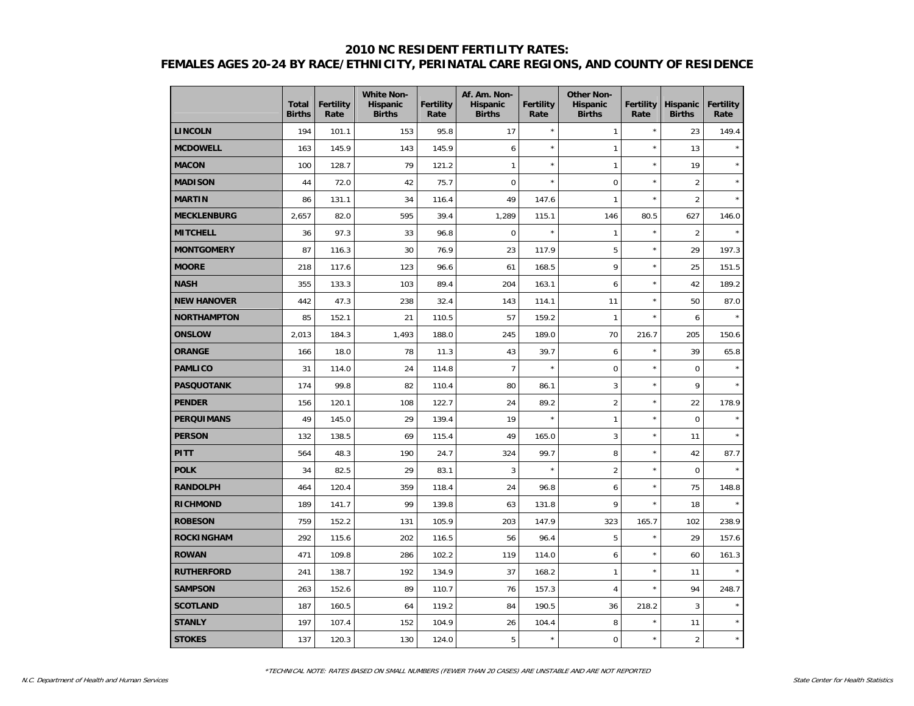# 2010 NC RESIDENT FERTILITY RATES:
## FEMALES AGES 20-24 BY RACE/ETHNICITY, PERINATAL CARE REGIONS, AND COUNTY OF RESIDENCE

| | Total Births | Fertility Rate | White Non-Hispanic Births | Fertility Rate | Af. Am. Non-Hispanic Births | Fertility Rate | Other Non-Hispanic Births | Fertility Rate | Hispanic Births | Fertility Rate |
|---|---|---|---|---|---|---|---|---|---|---|
| **LINCOLN** | 194 | 101.1 | 153 | 95.8 | 17 | * | 1 | * | 23 | 149.4 |
| **MCDOWELL** | 163 | 145.9 | 143 | 145.9 | 6 | * | 1 | * | 13 | * |
| **MACON** | 100 | 128.7 | 79 | 121.2 | 1 | * | 1 | * | 19 | * |
| **MADISON** | 44 | 72.0 | 42 | 75.7 | 0 | * | 0 | * | 2 | * |
| **MARTIN** | 86 | 131.1 | 34 | 116.4 | 49 | 147.6 | 1 | * | 2 | * |
| **MECKLENBURG** | 2,657 | 82.0 | 595 | 39.4 | 1,289 | 115.1 | 146 | 80.5 | 627 | 146.0 |
| **MITCHELL** | 36 | 97.3 | 33 | 96.8 | 0 | * | 1 | * | 2 | * |
| **MONTGOMERY** | 87 | 116.3 | 30 | 76.9 | 23 | 117.9 | 5 | * | 29 | 197.3 |
| **MOORE** | 218 | 117.6 | 123 | 96.6 | 61 | 168.5 | 9 | * | 25 | 151.5 |
| **NASH** | 355 | 133.3 | 103 | 89.4 | 204 | 163.1 | 6 | * | 42 | 189.2 |
| **NEW HANOVER** | 442 | 47.3 | 238 | 32.4 | 143 | 114.1 | 11 | * | 50 | 87.0 |
| **NORTHAMPTON** | 85 | 152.1 | 21 | 110.5 | 57 | 159.2 | 1 | * | 6 | * |
| **ONSLOW** | 2,013 | 184.3 | 1,493 | 188.0 | 245 | 189.0 | 70 | 216.7 | 205 | 150.6 |
| **ORANGE** | 166 | 18.0 | 78 | 11.3 | 43 | 39.7 | 6 | * | 39 | 65.8 |
| **PAMLICO** | 31 | 114.0 | 24 | 114.8 | 7 | * | 0 | * | 0 | * |
| **PASQUOTANK** | 174 | 99.8 | 82 | 110.4 | 80 | 86.1 | 3 | * | 9 | * |
| **PENDER** | 156 | 120.1 | 108 | 122.7 | 24 | 89.2 | 2 | * | 22 | 178.9 |
| **PERQUIMANS** | 49 | 145.0 | 29 | 139.4 | 19 | * | 1 | * | 0 | * |
| **PERSON** | 132 | 138.5 | 69 | 115.4 | 49 | 165.0 | 3 | * | 11 | * |
| **PITT** | 564 | 48.3 | 190 | 24.7 | 324 | 99.7 | 8 | * | 42 | 87.7 |
| **POLK** | 34 | 82.5 | 29 | 83.1 | 3 | * | 2 | * | 0 | * |
| **RANDOLPH** | 464 | 120.4 | 359 | 118.4 | 24 | 96.8 | 6 | * | 75 | 148.8 |
| **RICHMOND** | 189 | 141.7 | 99 | 139.8 | 63 | 131.8 | 9 | * | 18 | * |
| **ROBESON** | 759 | 152.2 | 131 | 105.9 | 203 | 147.9 | 323 | 165.7 | 102 | 238.9 |
| **ROCKINGHAM** | 292 | 115.6 | 202 | 116.5 | 56 | 96.4 | 5 | * | 29 | 157.6 |
| **ROWAN** | 471 | 109.8 | 286 | 102.2 | 119 | 114.0 | 6 | * | 60 | 161.3 |
| **RUTHERFORD** | 241 | 138.7 | 192 | 134.9 | 37 | 168.2 | 1 | * | 11 | * |
| **SAMPSON** | 263 | 152.6 | 89 | 110.7 | 76 | 157.3 | 4 | * | 94 | 248.7 |
| **SCOTLAND** | 187 | 160.5 | 64 | 119.2 | 84 | 190.5 | 36 | 218.2 | 3 | * |
| **STANLY** | 197 | 107.4 | 152 | 104.9 | 26 | 104.4 | 8 | * | 11 | * |
| **STOKES** | 137 | 120.3 | 130 | 124.0 | 5 | * | 0 | * | 2 | * |

*TECHNICAL NOTE: RATES BASED ON SMALL NUMBERS (FEWER THAN 20 CASES) ARE UNSTABLE AND ARE NOT REPORTED

N.C. Department of Health and Human Services

State Center for Health Statistics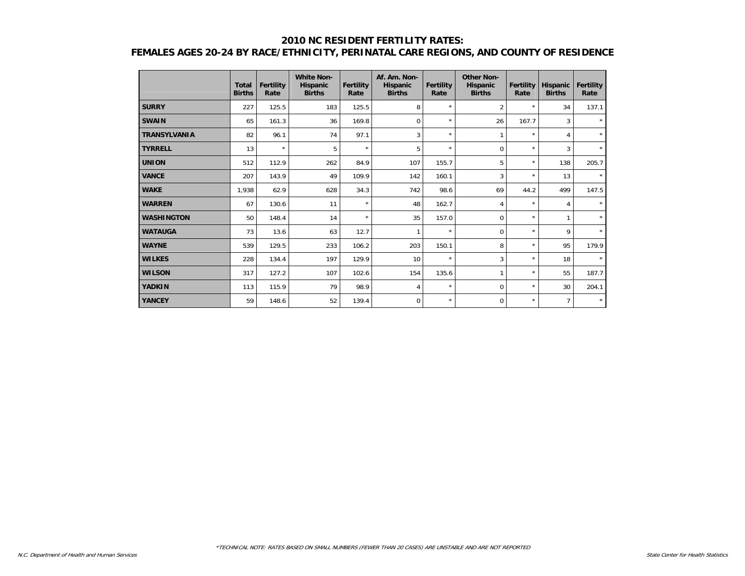# 2010 NC RESIDENT FERTILITY RATES:
## FEMALES AGES 20-24 BY RACE/ETHNICITY, PERINATAL CARE REGIONS, AND COUNTY OF RESIDENCE

| | Total Births | Fertility Rate | White Non-Hispanic Births | Fertility Rate | Af. Am. Non-Hispanic Births | Fertility Rate | Other Non-Hispanic Births | Fertility Rate | Hispanic Births | Fertility Rate |
|---|---|---|---|---|---|---|---|---|---|---|
| **SURRY** | 227 | 125.5 | 183 | 125.5 | 8 | * | 2 | * | 34 | 137.1 |
| **SWAIN** | 65 | 161.3 | 36 | 169.8 | 0 | * | 26 | 167.7 | 3 | * |
| **TRANSYLVANIA** | 82 | 96.1 | 74 | 97.1 | 3 | * | 1 | * | 4 | * |
| **TYRRELL** | 13 | * | 5 | * | 5 | * | 0 | * | 3 | * |
| **UNION** | 512 | 112.9 | 262 | 84.9 | 107 | 155.7 | 5 | * | 138 | 205.7 |
| **VANCE** | 207 | 143.9 | 49 | 109.9 | 142 | 160.1 | 3 | * | 13 | * |
| **WAKE** | 1,938 | 62.9 | 628 | 34.3 | 742 | 98.6 | 69 | 44.2 | 499 | 147.5 |
| **WARREN** | 67 | 130.6 | 11 | * | 48 | 162.7 | 4 | * | 4 | * |
| **WASHINGTON** | 50 | 148.4 | 14 | * | 35 | 157.0 | 0 | * | 1 | * |
| **WATAUGA** | 73 | 13.6 | 63 | 12.7 | 1 | * | 0 | * | 9 | * |
| **WAYNE** | 539 | 129.5 | 233 | 106.2 | 203 | 150.1 | 8 | * | 95 | 179.9 |
| **WILKES** | 228 | 134.4 | 197 | 129.9 | 10 | * | 3 | * | 18 | * |
| **WILSON** | 317 | 127.2 | 107 | 102.6 | 154 | 135.6 | 1 | * | 55 | 187.7 |
| **YADKIN** | 113 | 115.9 | 79 | 98.9 | 4 | * | 0 | * | 30 | 204.1 |
| **YANCEY** | 59 | 148.6 | 52 | 139.4 | 0 | * | 0 | * | 7 | * |

*TECHNICAL NOTE: RATES BASED ON SMALL NUMBERS (FEWER THAN 20 CASES) ARE UNSTABLE AND ARE NOT REPORTED